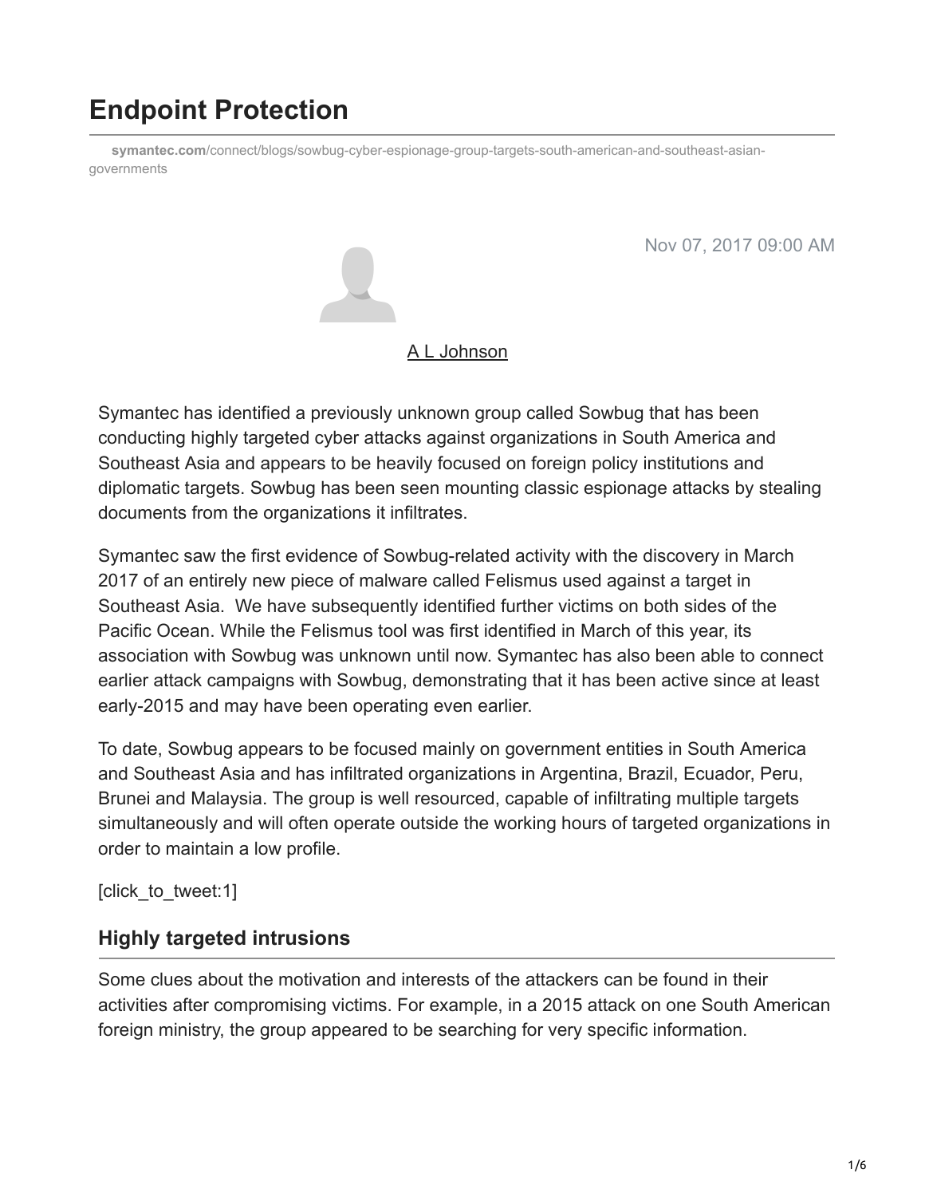# Endpoint Protection

symantec.com/connect/blogs/sowbug-cyber-espionage-group-targets-south-american-and-southeast-asian-governments

Nov 07, 2017 09:00 AM

A L Johnson

Symantec has identified a previously unknown group called Sowbug that has been conducting highly targeted cyber attacks against organizations in South America and Southeast Asia and appears to be heavily focused on foreign policy institutions and diplomatic targets. Sowbug has been seen mounting classic espionage attacks by stealing documents from the organizations it infiltrates.

Symantec saw the first evidence of Sowbug-related activity with the discovery in March 2017 of an entirely new piece of malware called Felismus used against a target in Southeast Asia. We have subsequently identified further victims on both sides of the Pacific Ocean. While the Felismus tool was first identified in March of this year, its association with Sowbug was unknown until now. Symantec has also been able to connect earlier attack campaigns with Sowbug, demonstrating that it has been active since at least early-2015 and may have been operating even earlier.

To date, Sowbug appears to be focused mainly on government entities in South America and Southeast Asia and has infiltrated organizations in Argentina, Brazil, Ecuador, Peru, Brunei and Malaysia. The group is well resourced, capable of infiltrating multiple targets simultaneously and will often operate outside the working hours of targeted organizations in order to maintain a low profile.

[click_to_tweet:1]

## Highly targeted intrusions

Some clues about the motivation and interests of the attackers can be found in their activities after compromising victims. For example, in a 2015 attack on one South American foreign ministry, the group appeared to be searching for very specific information.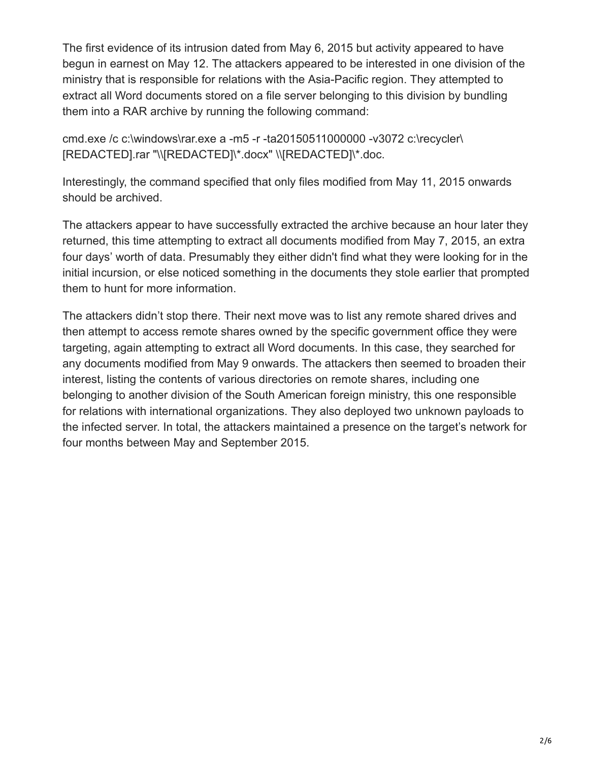The first evidence of its intrusion dated from May 6, 2015 but activity appeared to have begun in earnest on May 12. The attackers appeared to be interested in one division of the ministry that is responsible for relations with the Asia-Pacific region. They attempted to extract all Word documents stored on a file server belonging to this division by bundling them into a RAR archive by running the following command:

```
cmd.exe /c c:\windows\rar.exe a -m5 -r -ta20150511000000 -v3072 c:\recycler\[REDACTED].rar "\\[REDACTED]\*.docx" \\[REDACTED]\*.doc.
```

Interestingly, the command specified that only files modified from May 11, 2015 onwards should be archived.

The attackers appear to have successfully extracted the archive because an hour later they returned, this time attempting to extract all documents modified from May 7, 2015, an extra four days' worth of data. Presumably they either didn't find what they were looking for in the initial incursion, or else noticed something in the documents they stole earlier that prompted them to hunt for more information.

The attackers didn't stop there. Their next move was to list any remote shared drives and then attempt to access remote shares owned by the specific government office they were targeting, again attempting to extract all Word documents. In this case, they searched for any documents modified from May 9 onwards. The attackers then seemed to broaden their interest, listing the contents of various directories on remote shares, including one belonging to another division of the South American foreign ministry, this one responsible for relations with international organizations. They also deployed two unknown payloads to the infected server. In total, the attackers maintained a presence on the target's network for four months between May and September 2015.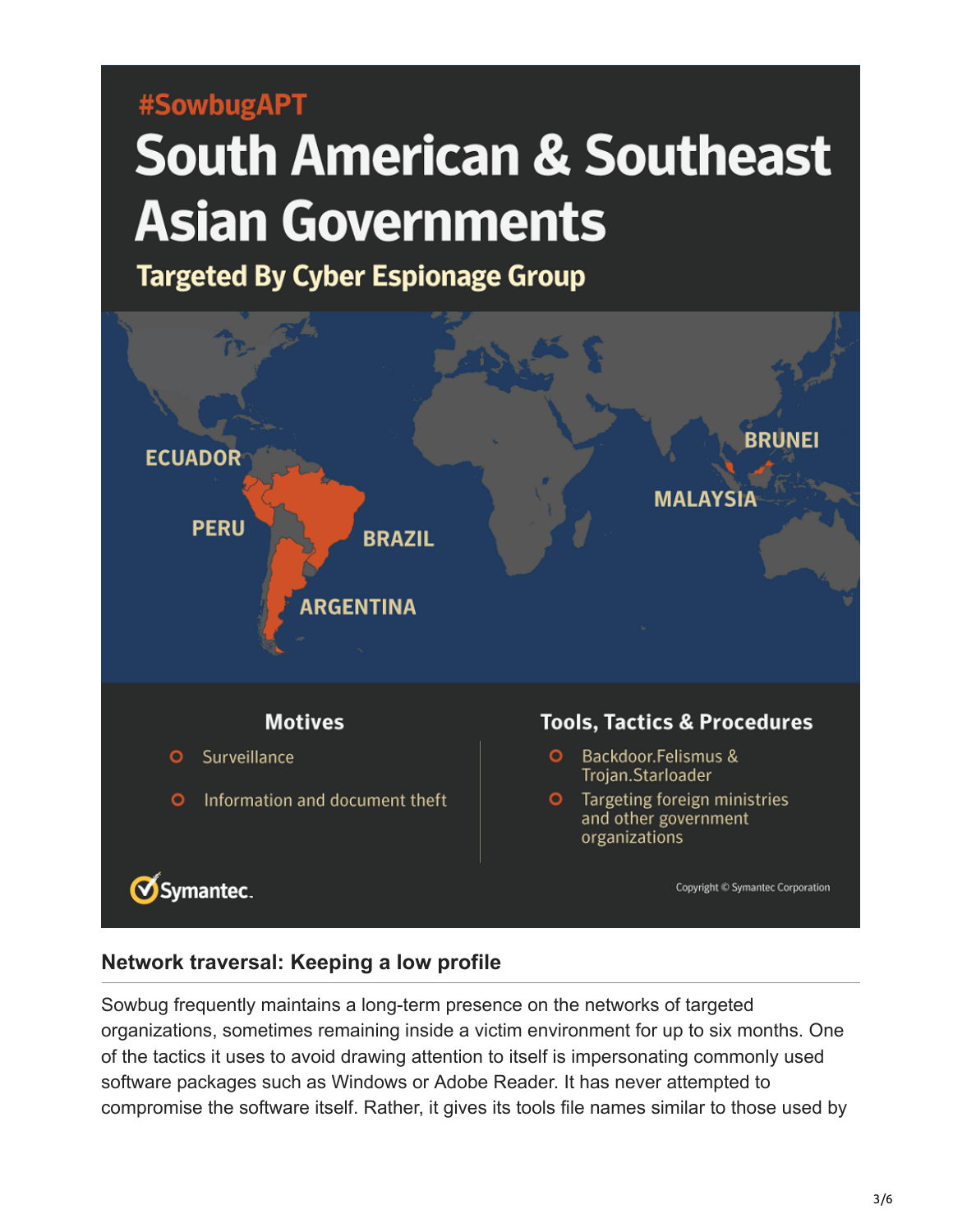#SowbugAPT

# South American & Southeast Asian Governments

## Targeted By Cyber Espionage Group

ECUADOR

PERU

BRAZIL

ARGENTINA

BRUNEI

MALAYSIA

### Motives

- Surveillance
- Information and document theft

### Tools, Tactics & Procedures

- Backdoor.Felismus & Trojan.Starloader
- Targeting foreign ministries and other government organizations

Symantec.

Copyright © Symantec Corporation

## Network traversal: Keeping a low profile

Sowbug frequently maintains a long-term presence on the networks of targeted organizations, sometimes remaining inside a victim environment for up to six months. One of the tactics it uses to avoid drawing attention to itself is impersonating commonly used software packages such as Windows or Adobe Reader. It has never attempted to compromise the software itself. Rather, it gives its tools file names similar to those used by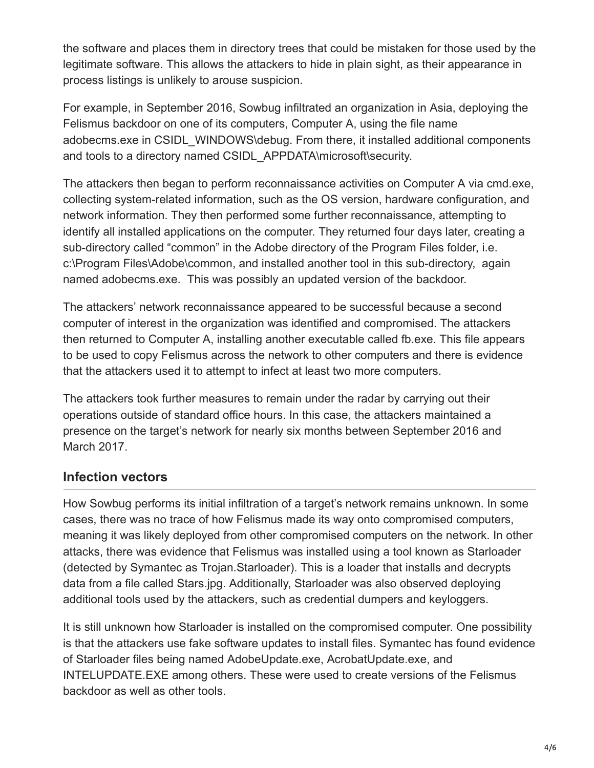the software and places them in directory trees that could be mistaken for those used by the legitimate software. This allows the attackers to hide in plain sight, as their appearance in process listings is unlikely to arouse suspicion.

For example, in September 2016, Sowbug infiltrated an organization in Asia, deploying the Felismus backdoor on one of its computers, Computer A, using the file name adobecms.exe in CSIDL_WINDOWS\debug. From there, it installed additional components and tools to a directory named CSIDL_APPDATA\microsoft\security.

The attackers then began to perform reconnaissance activities on Computer A via cmd.exe, collecting system-related information, such as the OS version, hardware configuration, and network information. They then performed some further reconnaissance, attempting to identify all installed applications on the computer. They returned four days later, creating a sub-directory called "common" in the Adobe directory of the Program Files folder, i.e. c:\Program Files\Adobe\common, and installed another tool in this sub-directory, again named adobecms.exe. This was possibly an updated version of the backdoor.

The attackers' network reconnaissance appeared to be successful because a second computer of interest in the organization was identified and compromised. The attackers then returned to Computer A, installing another executable called fb.exe. This file appears to be used to copy Felismus across the network to other computers and there is evidence that the attackers used it to attempt to infect at least two more computers.

The attackers took further measures to remain under the radar by carrying out their operations outside of standard office hours. In this case, the attackers maintained a presence on the target's network for nearly six months between September 2016 and March 2017.

## Infection vectors

How Sowbug performs its initial infiltration of a target's network remains unknown. In some cases, there was no trace of how Felismus made its way onto compromised computers, meaning it was likely deployed from other compromised computers on the network. In other attacks, there was evidence that Felismus was installed using a tool known as Starloader (detected by Symantec as Trojan.Starloader). This is a loader that installs and decrypts data from a file called Stars.jpg. Additionally, Starloader was also observed deploying additional tools used by the attackers, such as credential dumpers and keyloggers.

It is still unknown how Starloader is installed on the compromised computer. One possibility is that the attackers use fake software updates to install files. Symantec has found evidence of Starloader files being named AdobeUpdate.exe, AcrobatUpdate.exe, and INTELUPDATE.EXE among others. These were used to create versions of the Felismus backdoor as well as other tools.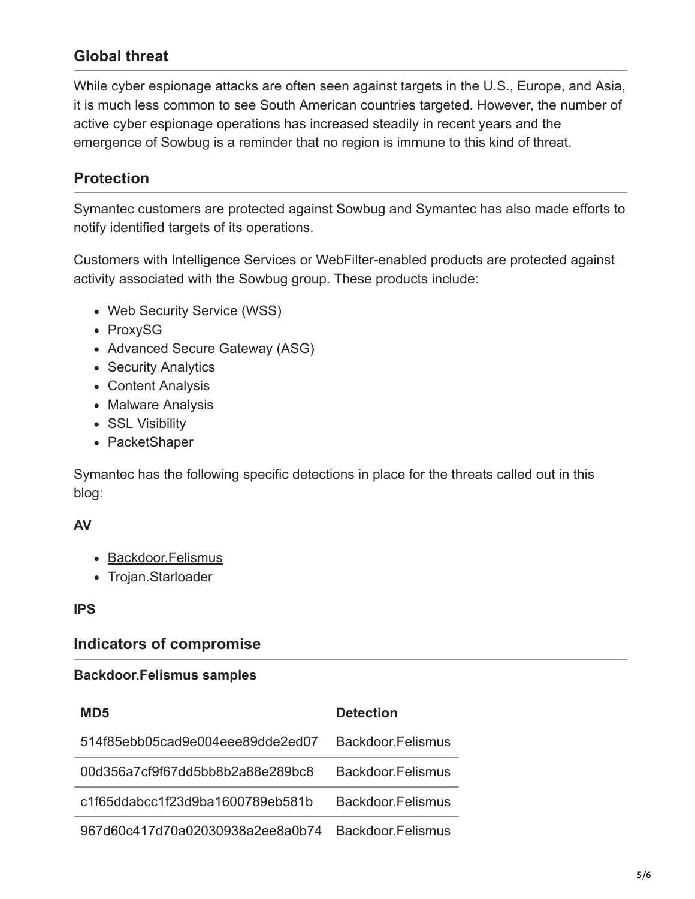## Global threat

While cyber espionage attacks are often seen against targets in the U.S., Europe, and Asia, it is much less common to see South American countries targeted. However, the number of active cyber espionage operations has increased steadily in recent years and the emergence of Sowbug is a reminder that no region is immune to this kind of threat.

## Protection

Symantec customers are protected against Sowbug and Symantec has also made efforts to notify identified targets of its operations.

Customers with Intelligence Services or WebFilter-enabled products are protected against activity associated with the Sowbug group. These products include:

- Web Security Service (WSS)
- ProxySG
- Advanced Secure Gateway (ASG)
- Security Analytics
- Content Analysis
- Malware Analysis
- SSL Visibility
- PacketShaper

Symantec has the following specific detections in place for the threats called out in this blog:

**AV**

- Backdoor.Felismus
- Trojan.Starloader

**IPS**

## Indicators of compromise

**Backdoor.Felismus samples**

| MD5 | Detection |
| --- | --- |
| 514f85ebb05cad9e004eee89dde2ed07 | Backdoor.Felismus |
| 00d356a7cf9f67dd5bb8b2a88e289bc8 | Backdoor.Felismus |
| c1f65ddabcc1f23d9ba1600789eb581b | Backdoor.Felismus |
| 967d60c417d70a02030938a2ee8a0b74 | Backdoor.Felismus |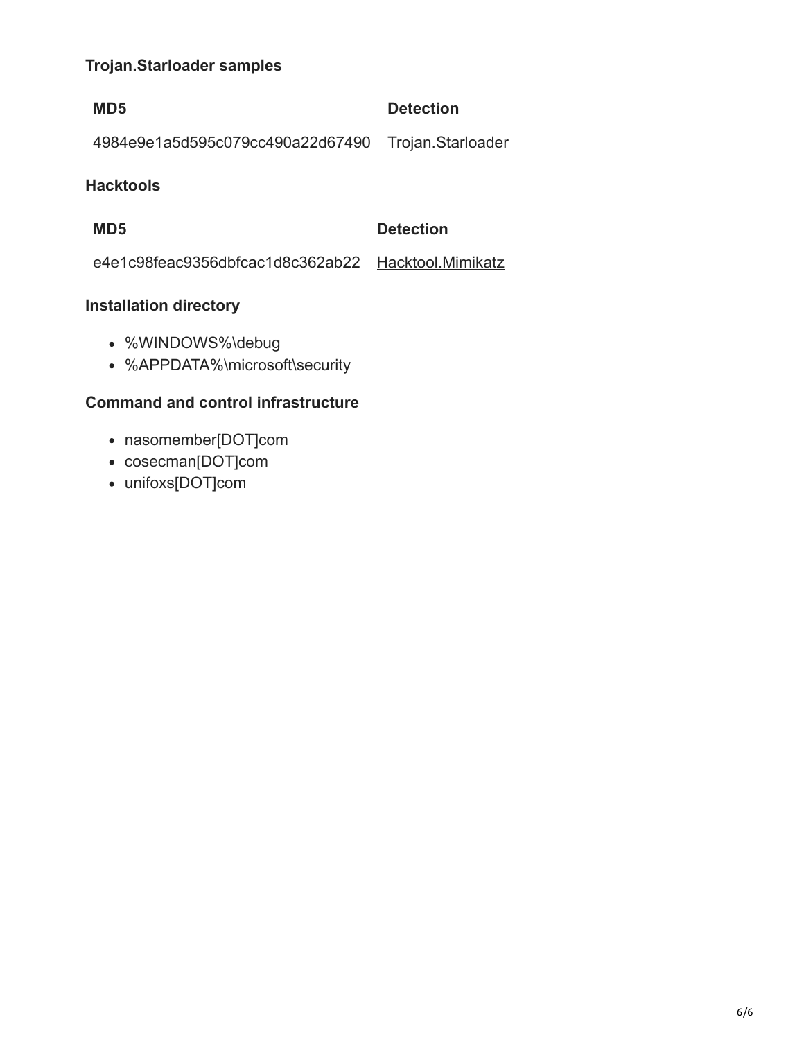### Trojan.Starloader samples

| MD5 | Detection |
| --- | --- |
| 4984e9e1a5d595c079cc490a22d67490 | Trojan.Starloader |

### Hacktools

| MD5 | Detection |
| --- | --- |
| e4e1c98feac9356dbfcac1d8c362ab22 | Hacktool.Mimikatz |

### Installation directory

- %WINDOWS%\debug
- %APPDATA%\microsoft\security

### Command and control infrastructure

- nasomember[DOT]com
- cosecman[DOT]com
- unifoxs[DOT]com